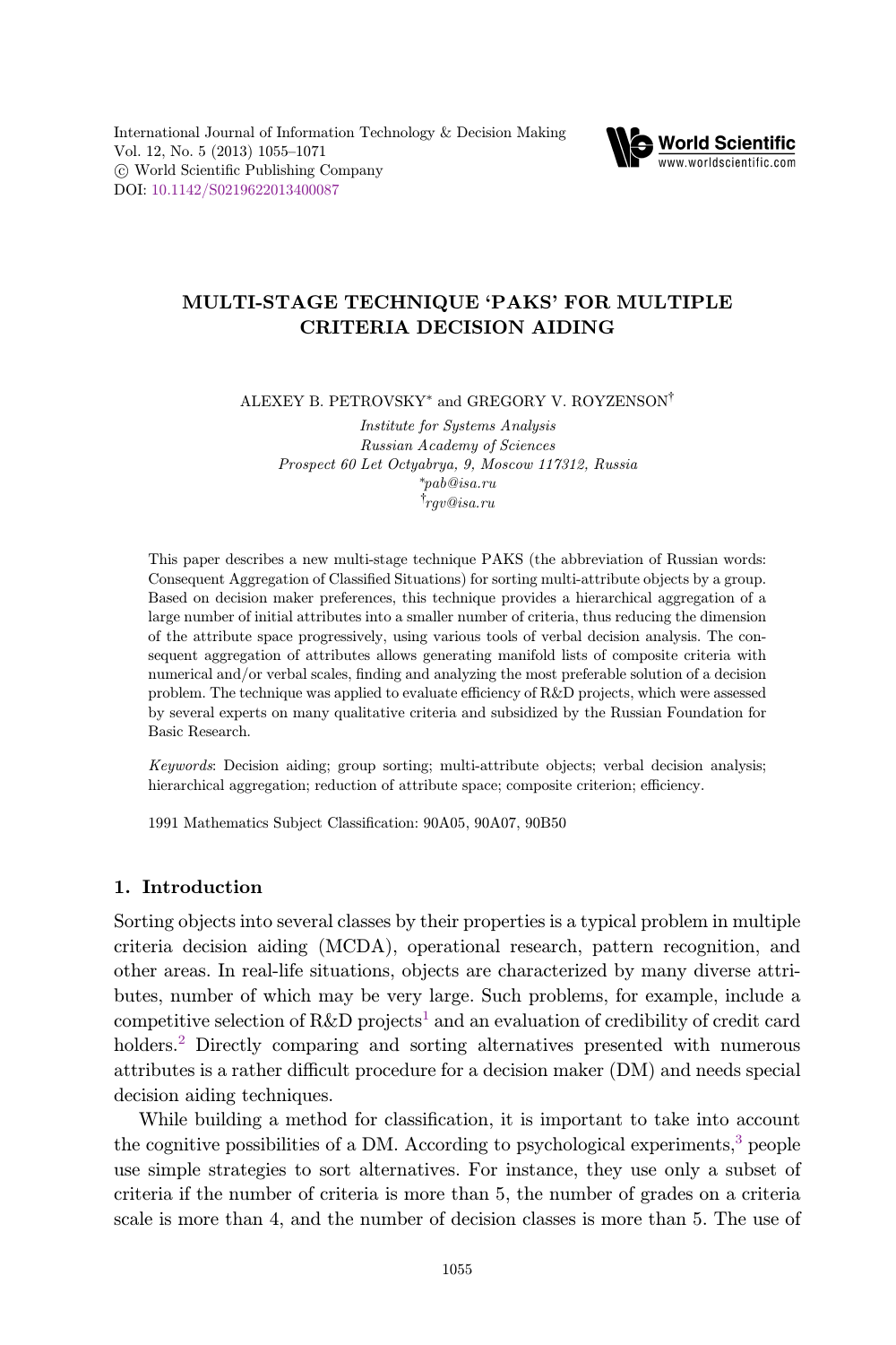# MULTI-STAGE TECHNIQUE 'PAKS' FOR MULTIPLE CRITERIA DECISION AIDING

ALEXEY B. PETROVSKY* and GREGORY V. ROYZENSON†

*Institute for Systems Analysis*
*Russian Academy of Sciences*
*Prospect 60 Let Octyabrya, 9, Moscow 117312, Russia*
*\*pab@isa.ru*
*†rgv@isa.ru*

This paper describes a new multi-stage technique PAKS (the abbreviation of Russian words: Consequent Aggregation of Classified Situations) for sorting multi-attribute objects by a group. Based on decision maker preferences, this technique provides a hierarchical aggregation of a large number of initial attributes into a smaller number of criteria, thus reducing the dimension of the attribute space progressively, using various tools of verbal decision analysis. The consequent aggregation of attributes allows generating manifold lists of composite criteria with numerical and/or verbal scales, finding and analyzing the most preferable solution of a decision problem. The technique was applied to evaluate efficiency of R&D projects, which were assessed by several experts on many qualitative criteria and subsidized by the Russian Foundation for Basic Research.

*Keywords*: Decision aiding; group sorting; multi-attribute objects; verbal decision analysis; hierarchical aggregation; reduction of attribute space; composite criterion; efficiency.

1991 Mathematics Subject Classification: 90A05, 90A07, 90B50

## 1. Introduction

Sorting objects into several classes by their properties is a typical problem in multiple criteria decision aiding (MCDA), operational research, pattern recognition, and other areas. In real-life situations, objects are characterized by many diverse attributes, number of which may be very large. Such problems, for example, include a competitive selection of R&D projects[1] and an evaluation of credibility of credit card holders.[2] Directly comparing and sorting alternatives presented with numerous attributes is a rather difficult procedure for a decision maker (DM) and needs special decision aiding techniques.

While building a method for classification, it is important to take into account the cognitive possibilities of a DM. According to psychological experiments,[3] people use simple strategies to sort alternatives. For instance, they use only a subset of criteria if the number of criteria is more than 5, the number of grades on a criteria scale is more than 4, and the number of decision classes is more than 5. The use of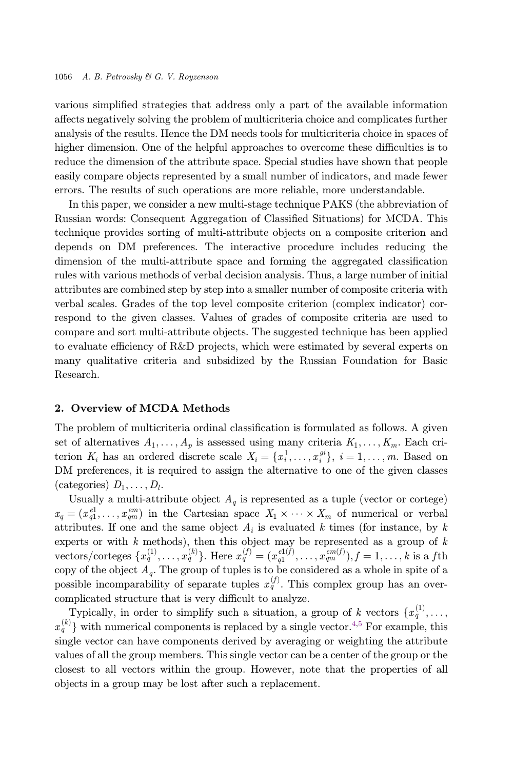various simplified strategies that address only a part of the available information affects negatively solving the problem of multicriteria choice and complicates further analysis of the results. Hence the DM needs tools for multicriteria choice in spaces of higher dimension. One of the helpful approaches to overcome these difficulties is to reduce the dimension of the attribute space. Special studies have shown that people easily compare objects represented by a small number of indicators, and made fewer errors. The results of such operations are more reliable, more understandable.

In this paper, we consider a new multi-stage technique PAKS (the abbreviation of Russian words: Consequent Aggregation of Classified Situations) for MCDA. This technique provides sorting of multi-attribute objects on a composite criterion and depends on DM preferences. The interactive procedure includes reducing the dimension of the multi-attribute space and forming the aggregated classification rules with various methods of verbal decision analysis. Thus, a large number of initial attributes are combined step by step into a smaller number of composite criteria with verbal scales. Grades of the top level composite criterion (complex indicator) correspond to the given classes. Values of grades of composite criteria are used to compare and sort multi-attribute objects. The suggested technique has been applied to evaluate efficiency of R&D projects, which were estimated by several experts on many qualitative criteria and subsidized by the Russian Foundation for Basic Research.

## 2. Overview of MCDA Methods

The problem of multicriteria ordinal classification is formulated as follows. A given set of alternatives $A_1, \ldots, A_p$ is assessed using many criteria $K_1, \ldots, K_m$. Each criterion $K_i$ has an ordered discrete scale $X_i = \{x_i^1, \ldots, x_i^{gi}\}$, $i = 1, \ldots, m$. Based on DM preferences, it is required to assign the alternative to one of the given classes (categories) $D_1, \ldots, D_l$.

Usually a multi-attribute object $A_q$ is represented as a tuple (vector or cortege) $x_q = (x_{q1}^{e1}, \ldots, x_{qm}^{em})$ in the Cartesian space $X_1 \times \cdots \times X_m$ of numerical or verbal attributes. If one and the same object $A_i$ is evaluated $k$ times (for instance, by $k$ experts or with $k$ methods), then this object may be represented as a group of $k$ vectors/corteges $\{x_q^{(1)}, \ldots, x_q^{(k)}\}$. Here $x_q^{(f)} = (x_{q1}^{e1(f)}, \ldots, x_{qm}^{em(f)}), f = 1, \ldots, k$ is a $f$th copy of the object $A_q$. The group of tuples is to be considered as a whole in spite of a possible incomparability of separate tuples $x_q^{(f)}$. This complex group has an overcomplicated structure that is very difficult to analyze.

Typically, in order to simplify such a situation, a group of $k$ vectors $\{x_q^{(1)}, \ldots, x_q^{(k)}\}$ with numerical components is replaced by a single vector.[4,5] For example, this single vector can have components derived by averaging or weighting the attribute values of all the group members. This single vector can be a center of the group or the closest to all vectors within the group. However, note that the properties of all objects in a group may be lost after such a replacement.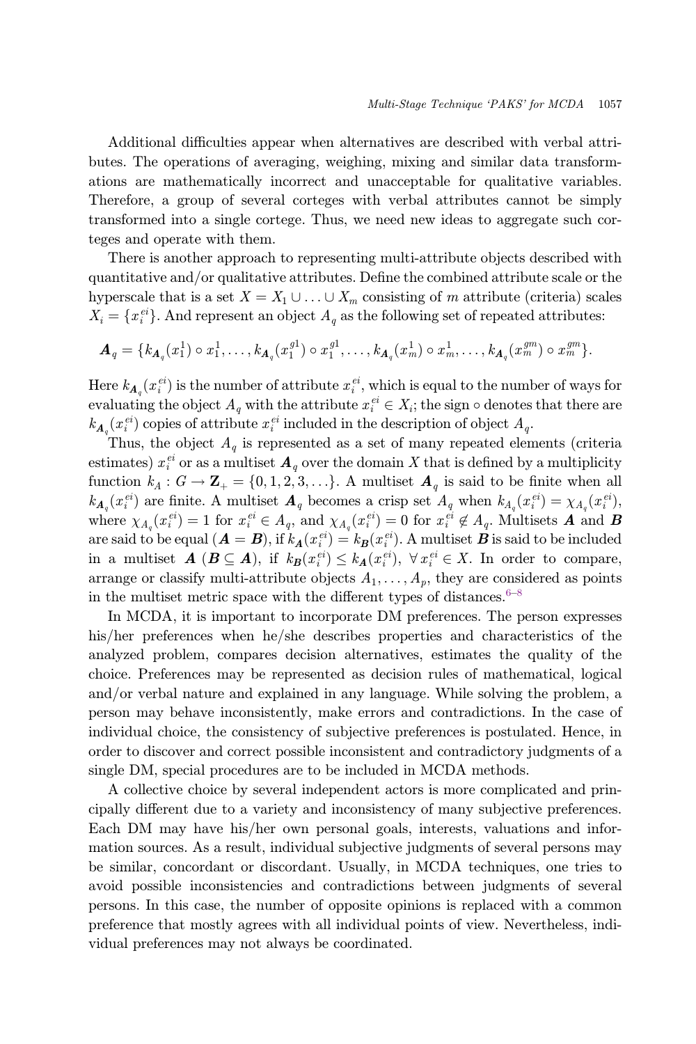Additional difficulties appear when alternatives are described with verbal attributes. The operations of averaging, weighing, mixing and similar data transformations are mathematically incorrect and unacceptable for qualitative variables. Therefore, a group of several corteges with verbal attributes cannot be simply transformed into a single cortege. Thus, we need new ideas to aggregate such corteges and operate with them.

There is another approach to representing multi-attribute objects described with quantitative and/or qualitative attributes. Define the combined attribute scale or the hyperscale that is a set $X = X_1 \cup \ldots \cup X_m$ consisting of $m$ attribute (criteria) scales $X_i = \{x_i^{ei}\}$. And represent an object $A_q$ as the following set of repeated attributes:

$$\boldsymbol{A}_q = \{k_{\boldsymbol{A}_q}(x_1^1) \circ x_1^1, \ldots, k_{\boldsymbol{A}_q}(x_1^{g1}) \circ x_1^{g1}, \ldots, k_{\boldsymbol{A}_q}(x_m^1) \circ x_m^1, \ldots, k_{\boldsymbol{A}_q}(x_m^{gm}) \circ x_m^{gm}\}.$$

Here $k_{\boldsymbol{A}_q}(x_i^{ei})$ is the number of attribute $x_i^{ei}$, which is equal to the number of ways for evaluating the object $A_q$ with the attribute $x_i^{ei} \in X_i$; the sign $\circ$ denotes that there are $k_{\boldsymbol{A}_q}(x_i^{ei})$ copies of attribute $x_i^{ei}$ included in the description of object $A_q$.

Thus, the object $A_q$ is represented as a set of many repeated elements (criteria estimates) $x_i^{ei}$ or as a multiset $\boldsymbol{A}_q$ over the domain $X$ that is defined by a multiplicity function $k_A : G \to \mathbf{Z}_+ = \{0, 1, 2, 3, \ldots\}$. A multiset $\boldsymbol{A}_q$ is said to be finite when all $k_{\boldsymbol{A}_q}(x_i^{ei})$ are finite. A multiset $\boldsymbol{A}_q$ becomes a crisp set $A_q$ when $k_{A_q}(x_i^{ei}) = \chi_{A_q}(x_i^{ei})$, where $\chi_{A_q}(x_i^{ei}) = 1$ for $x_i^{ei} \in A_q$, and $\chi_{A_q}(x_i^{ei}) = 0$ for $x_i^{ei} \notin A_q$. Multisets $\boldsymbol{A}$ and $\boldsymbol{B}$ are said to be equal ($\boldsymbol{A} = \boldsymbol{B}$), if $k_{\boldsymbol{A}}(x_i^{ei}) = k_{\boldsymbol{B}}(x_i^{ei})$. A multiset $\boldsymbol{B}$ is said to be included in a multiset $\boldsymbol{A}$ ($\boldsymbol{B} \subseteq \boldsymbol{A}$), if $k_{\boldsymbol{B}}(x_i^{ei}) \leq k_{\boldsymbol{A}}(x_i^{ei})$, $\forall\, x_i^{ei} \in X$. In order to compare, arrange or classify multi-attribute objects $A_1, \ldots, A_p$, they are considered as points in the multiset metric space with the different types of distances.[6–8]

In MCDA, it is important to incorporate DM preferences. The person expresses his/her preferences when he/she describes properties and characteristics of the analyzed problem, compares decision alternatives, estimates the quality of the choice. Preferences may be represented as decision rules of mathematical, logical and/or verbal nature and explained in any language. While solving the problem, a person may behave inconsistently, make errors and contradictions. In the case of individual choice, the consistency of subjective preferences is postulated. Hence, in order to discover and correct possible inconsistent and contradictory judgments of a single DM, special procedures are to be included in MCDA methods.

A collective choice by several independent actors is more complicated and principally different due to a variety and inconsistency of many subjective preferences. Each DM may have his/her own personal goals, interests, valuations and information sources. As a result, individual subjective judgments of several persons may be similar, concordant or discordant. Usually, in MCDA techniques, one tries to avoid possible inconsistencies and contradictions between judgments of several persons. In this case, the number of opposite opinions is replaced with a common preference that mostly agrees with all individual points of view. Nevertheless, individual preferences may not always be coordinated.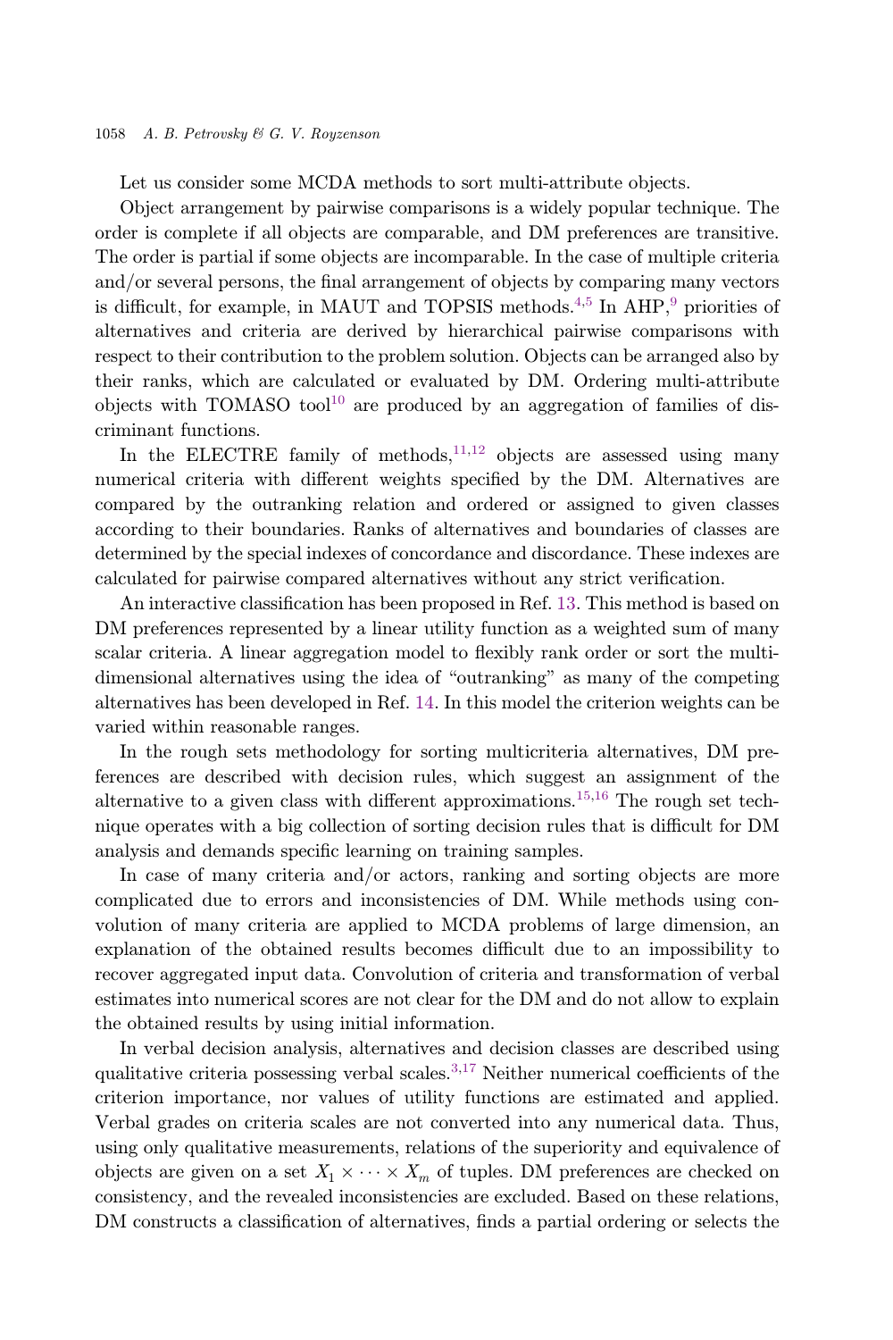Let us consider some MCDA methods to sort multi-attribute objects.

Object arrangement by pairwise comparisons is a widely popular technique. The order is complete if all objects are comparable, and DM preferences are transitive. The order is partial if some objects are incomparable. In the case of multiple criteria and/or several persons, the final arrangement of objects by comparing many vectors is difficult, for example, in MAUT and TOPSIS methods.[4,5] In AHP,[9] priorities of alternatives and criteria are derived by hierarchical pairwise comparisons with respect to their contribution to the problem solution. Objects can be arranged also by their ranks, which are calculated or evaluated by DM. Ordering multi-attribute objects with TOMASO tool[10] are produced by an aggregation of families of discriminant functions.

In the ELECTRE family of methods,[11,12] objects are assessed using many numerical criteria with different weights specified by the DM. Alternatives are compared by the outranking relation and ordered or assigned to given classes according to their boundaries. Ranks of alternatives and boundaries of classes are determined by the special indexes of concordance and discordance. These indexes are calculated for pairwise compared alternatives without any strict verification.

An interactive classification has been proposed in Ref. 13. This method is based on DM preferences represented by a linear utility function as a weighted sum of many scalar criteria. A linear aggregation model to flexibly rank order or sort the multidimensional alternatives using the idea of "outranking" as many of the competing alternatives has been developed in Ref. 14. In this model the criterion weights can be varied within reasonable ranges.

In the rough sets methodology for sorting multicriteria alternatives, DM preferences are described with decision rules, which suggest an assignment of the alternative to a given class with different approximations.[15,16] The rough set technique operates with a big collection of sorting decision rules that is difficult for DM analysis and demands specific learning on training samples.

In case of many criteria and/or actors, ranking and sorting objects are more complicated due to errors and inconsistencies of DM. While methods using convolution of many criteria are applied to MCDA problems of large dimension, an explanation of the obtained results becomes difficult due to an impossibility to recover aggregated input data. Convolution of criteria and transformation of verbal estimates into numerical scores are not clear for the DM and do not allow to explain the obtained results by using initial information.

In verbal decision analysis, alternatives and decision classes are described using qualitative criteria possessing verbal scales.[3,17] Neither numerical coefficients of the criterion importance, nor values of utility functions are estimated and applied. Verbal grades on criteria scales are not converted into any numerical data. Thus, using only qualitative measurements, relations of the superiority and equivalence of objects are given on a set $X_1 \times \cdots \times X_m$ of tuples. DM preferences are checked on consistency, and the revealed inconsistencies are excluded. Based on these relations, DM constructs a classification of alternatives, finds a partial ordering or selects the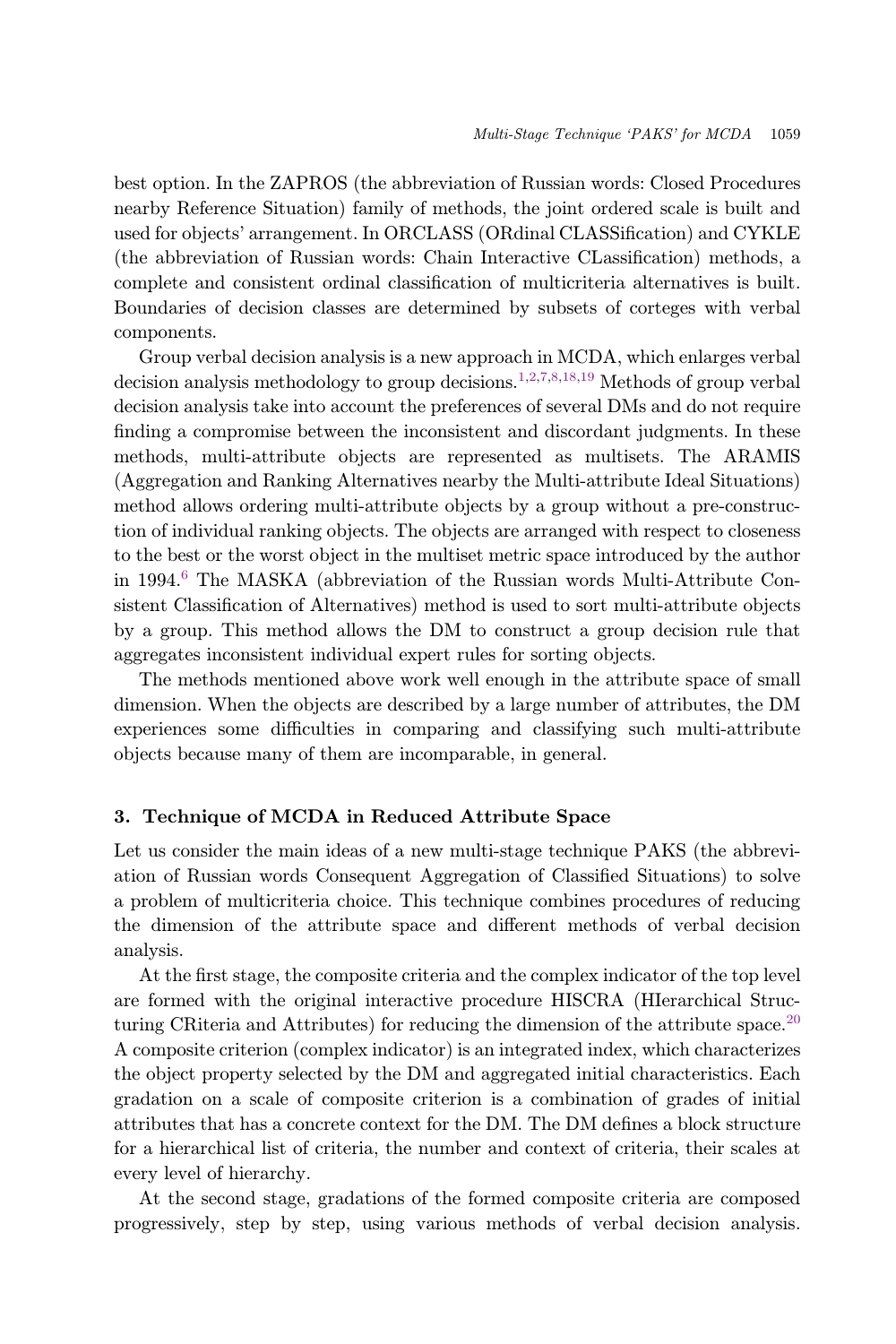best option. In the ZAPROS (the abbreviation of Russian words: Closed Procedures nearby Reference Situation) family of methods, the joint ordered scale is built and used for objects' arrangement. In ORCLASS (ORdinal CLASSification) and CYKLE (the abbreviation of Russian words: Chain Interactive CLassification) methods, a complete and consistent ordinal classification of multicriteria alternatives is built. Boundaries of decision classes are determined by subsets of corteges with verbal components.

Group verbal decision analysis is a new approach in MCDA, which enlarges verbal decision analysis methodology to group decisions.[1,2,7,8,18,19] Methods of group verbal decision analysis take into account the preferences of several DMs and do not require finding a compromise between the inconsistent and discordant judgments. In these methods, multi-attribute objects are represented as multisets. The ARAMIS (Aggregation and Ranking Alternatives nearby the Multi-attribute Ideal Situations) method allows ordering multi-attribute objects by a group without a pre-construction of individual ranking objects. The objects are arranged with respect to closeness to the best or the worst object in the multiset metric space introduced by the author in 1994.[6] The MASKA (abbreviation of the Russian words Multi-Attribute Consistent Classification of Alternatives) method is used to sort multi-attribute objects by a group. This method allows the DM to construct a group decision rule that aggregates inconsistent individual expert rules for sorting objects.

The methods mentioned above work well enough in the attribute space of small dimension. When the objects are described by a large number of attributes, the DM experiences some difficulties in comparing and classifying such multi-attribute objects because many of them are incomparable, in general.

## 3. Technique of MCDA in Reduced Attribute Space

Let us consider the main ideas of a new multi-stage technique PAKS (the abbreviation of Russian words Consequent Aggregation of Classified Situations) to solve a problem of multicriteria choice. This technique combines procedures of reducing the dimension of the attribute space and different methods of verbal decision analysis.

At the first stage, the composite criteria and the complex indicator of the top level are formed with the original interactive procedure HISCRA (HIerarchical Structuring CRiteria and Attributes) for reducing the dimension of the attribute space.[20] A composite criterion (complex indicator) is an integrated index, which characterizes the object property selected by the DM and aggregated initial characteristics. Each gradation on a scale of composite criterion is a combination of grades of initial attributes that has a concrete context for the DM. The DM defines a block structure for a hierarchical list of criteria, the number and context of criteria, their scales at every level of hierarchy.

At the second stage, gradations of the formed composite criteria are composed progressively, step by step, using various methods of verbal decision analysis.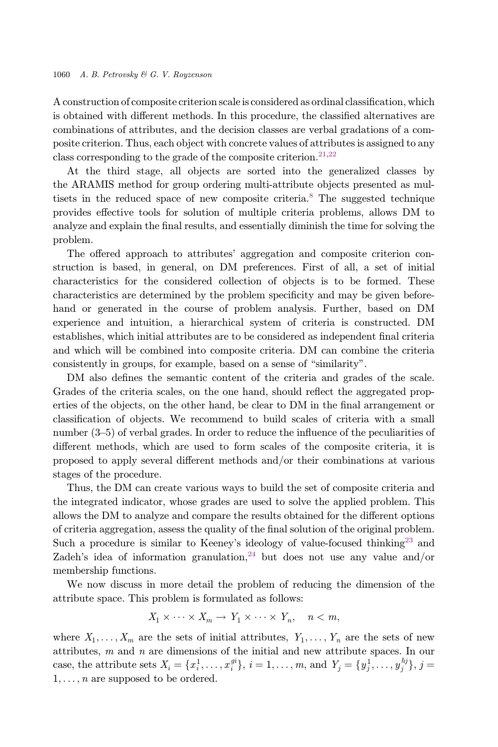A construction of composite criterion scale is considered as ordinal classification, which is obtained with different methods. In this procedure, the classified alternatives are combinations of attributes, and the decision classes are verbal gradations of a composite criterion. Thus, each object with concrete values of attributes is assigned to any class corresponding to the grade of the composite criterion.[21,22]

At the third stage, all objects are sorted into the generalized classes by the ARAMIS method for group ordering multi-attribute objects presented as multisets in the reduced space of new composite criteria.[8] The suggested technique provides effective tools for solution of multiple criteria problems, allows DM to analyze and explain the final results, and essentially diminish the time for solving the problem.

The offered approach to attributes' aggregation and composite criterion construction is based, in general, on DM preferences. First of all, a set of initial characteristics for the considered collection of objects is to be formed. These characteristics are determined by the problem specificity and may be given beforehand or generated in the course of problem analysis. Further, based on DM experience and intuition, a hierarchical system of criteria is constructed. DM establishes, which initial attributes are to be considered as independent final criteria and which will be combined into composite criteria. DM can combine the criteria consistently in groups, for example, based on a sense of "similarity".

DM also defines the semantic content of the criteria and grades of the scale. Grades of the criteria scales, on the one hand, should reflect the aggregated properties of the objects, on the other hand, be clear to DM in the final arrangement or classification of objects. We recommend to build scales of criteria with a small number (3–5) of verbal grades. In order to reduce the influence of the peculiarities of different methods, which are used to form scales of the composite criteria, it is proposed to apply several different methods and/or their combinations at various stages of the procedure.

Thus, the DM can create various ways to build the set of composite criteria and the integrated indicator, whose grades are used to solve the applied problem. This allows the DM to analyze and compare the results obtained for the different options of criteria aggregation, assess the quality of the final solution of the original problem. Such a procedure is similar to Keeney's ideology of value-focused thinking[23] and Zadeh's idea of information granulation,[24] but does not use any value and/or membership functions.

We now discuss in more detail the problem of reducing the dimension of the attribute space. This problem is formulated as follows:

$$X_1 \times \cdots \times X_m \rightarrow Y_1 \times \cdots \times Y_n, \quad n < m,$$

where $X_1, \ldots, X_m$ are the sets of initial attributes, $Y_1, \ldots, Y_n$ are the sets of new attributes, $m$ and $n$ are dimensions of the initial and new attribute spaces. In our case, the attribute sets $X_i = \{x_i^1, \ldots, x_i^{gi}\}$, $i = 1, \ldots, m$, and $Y_j = \{y_j^1, \ldots, y_j^{hj}\}$, $j = 1, \ldots, n$ are supposed to be ordered.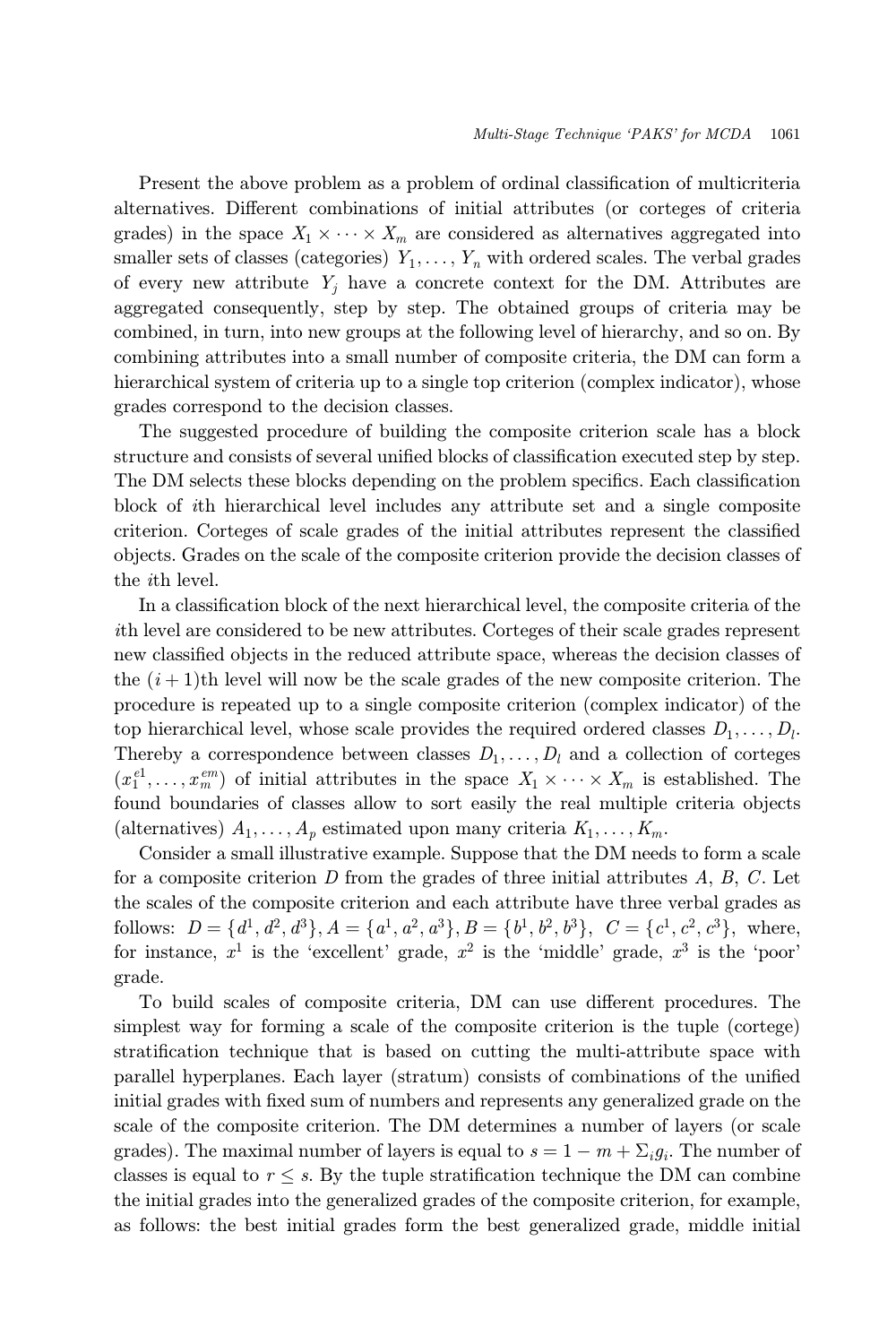Present the above problem as a problem of ordinal classification of multicriteria alternatives. Different combinations of initial attributes (or corteges of criteria grades) in the space $X_1 \times \cdots \times X_m$ are considered as alternatives aggregated into smaller sets of classes (categories) $Y_1, \ldots, Y_n$ with ordered scales. The verbal grades of every new attribute $Y_j$ have a concrete context for the DM. Attributes are aggregated consequently, step by step. The obtained groups of criteria may be combined, in turn, into new groups at the following level of hierarchy, and so on. By combining attributes into a small number of composite criteria, the DM can form a hierarchical system of criteria up to a single top criterion (complex indicator), whose grades correspond to the decision classes.

The suggested procedure of building the composite criterion scale has a block structure and consists of several unified blocks of classification executed step by step. The DM selects these blocks depending on the problem specifics. Each classification block of $i$th hierarchical level includes any attribute set and a single composite criterion. Corteges of scale grades of the initial attributes represent the classified objects. Grades on the scale of the composite criterion provide the decision classes of the $i$th level.

In a classification block of the next hierarchical level, the composite criteria of the $i$th level are considered to be new attributes. Corteges of their scale grades represent new classified objects in the reduced attribute space, whereas the decision classes of the $(i+1)$th level will now be the scale grades of the new composite criterion. The procedure is repeated up to a single composite criterion (complex indicator) of the top hierarchical level, whose scale provides the required ordered classes $D_1, \ldots, D_l$. Thereby a correspondence between classes $D_1, \ldots, D_l$ and a collection of corteges $(x_1^{e1}, \ldots, x_m^{em})$ of initial attributes in the space $X_1 \times \cdots \times X_m$ is established. The found boundaries of classes allow to sort easily the real multiple criteria objects (alternatives) $A_1, \ldots, A_p$ estimated upon many criteria $K_1, \ldots, K_m$.

Consider a small illustrative example. Suppose that the DM needs to form a scale for a composite criterion $D$ from the grades of three initial attributes $A$, $B$, $C$. Let the scales of the composite criterion and each attribute have three verbal grades as follows: $D = \{d^1, d^2, d^3\}, A = \{a^1, a^2, a^3\}, B = \{b^1, b^2, b^3\},\ C = \{c^1, c^2, c^3\}$, where, for instance, $x^1$ is the 'excellent' grade, $x^2$ is the 'middle' grade, $x^3$ is the 'poor' grade.

To build scales of composite criteria, DM can use different procedures. The simplest way for forming a scale of the composite criterion is the tuple (cortege) stratification technique that is based on cutting the multi-attribute space with parallel hyperplanes. Each layer (stratum) consists of combinations of the unified initial grades with fixed sum of numbers and represents any generalized grade on the scale of the composite criterion. The DM determines a number of layers (or scale grades). The maximal number of layers is equal to $s = 1 - m + \Sigma_i g_i$. The number of classes is equal to $r \le s$. By the tuple stratification technique the DM can combine the initial grades into the generalized grades of the composite criterion, for example, as follows: the best initial grades form the best generalized grade, middle initial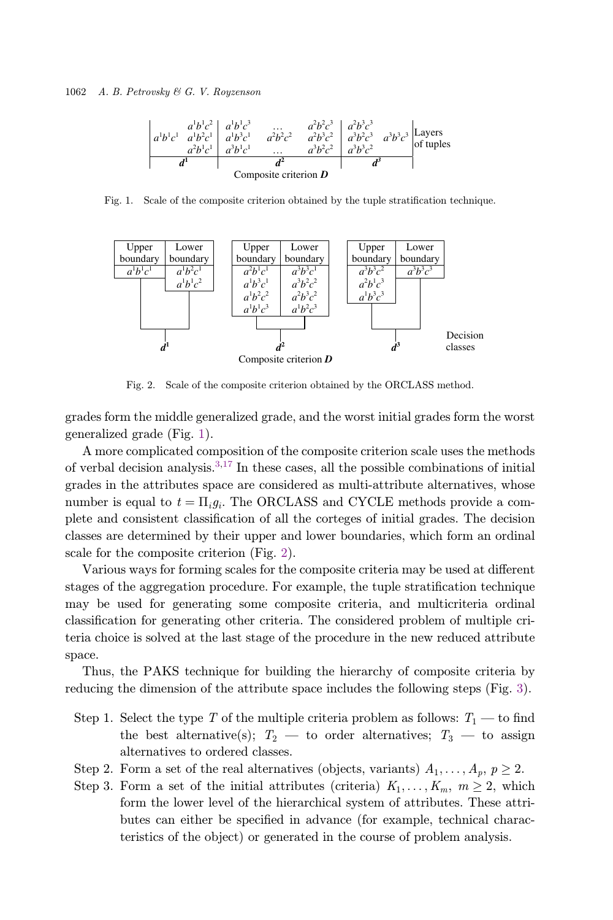| | | | | | | | | |
|---|---|---|---|---|---|---|---|---|
| | $a^1b^1c^2$ | $a^1b^1c^3$ | … | $a^2b^2c^3$ | $a^2b^3c^3$ | | | |
| $a^1b^1c^1$ | $a^1b^2c^1$ | $a^1b^3c^1$ | $a^2b^2c^2$ | $a^2b^3c^2$ | $a^3b^2c^3$ | $a^3b^3c^3$ | Layers of tuples |
| | $a^2b^1c^1$ | $a^3b^1c^1$ | … | $a^3b^2c^2$ | $a^3b^3c^2$ | | | |
| $d^1$ | | $d^2$ | | | $d^3$ | | | |

Composite criterion $D$

Fig. 1. Scale of the composite criterion obtained by the tuple stratification technique.

| $d^1$ Upper boundary | $d^1$ Lower boundary | $d^2$ Upper boundary | $d^2$ Lower boundary | $d^3$ Upper boundary | $d^3$ Lower boundary |
|---|---|---|---|---|---|
| $a^1b^1c^1$ | $a^1b^2c^1$ | $a^2b^1c^1$ | $a^3b^3c^1$ | $a^3b^3c^2$ | $a^3b^3c^3$ |
| | $a^1b^1c^2$ | $a^1b^3c^1$ | $a^3b^2c^2$ | $a^2b^1c^3$ | |
| | | $a^1b^2c^2$ | $a^2b^3c^2$ | $a^1b^3c^3$ | |
| | | $a^1b^1c^3$ | $a^1b^2c^3$ | | |

Decision classes $d^1$, $d^2$, $d^3$ — Composite criterion $D$

Fig. 2. Scale of the composite criterion obtained by the ORCLASS method.

grades form the middle generalized grade, and the worst initial grades form the worst generalized grade (Fig. 1).

A more complicated composition of the composite criterion scale uses the methods of verbal decision analysis.[3,17] In these cases, all the possible combinations of initial grades in the attributes space are considered as multi-attribute alternatives, whose number is equal to $t = \Pi_i g_i$. The ORCLASS and CYCLE methods provide a complete and consistent classification of all the corteges of initial grades. The decision classes are determined by their upper and lower boundaries, which form an ordinal scale for the composite criterion (Fig. 2).

Various ways for forming scales for the composite criteria may be used at different stages of the aggregation procedure. For example, the tuple stratification technique may be used for generating some composite criteria, and multicriteria ordinal classification for generating other criteria. The considered problem of multiple criteria choice is solved at the last stage of the procedure in the new reduced attribute space.

Thus, the PAKS technique for building the hierarchy of composite criteria by reducing the dimension of the attribute space includes the following steps (Fig. 3).

- Step 1. Select the type $T$ of the multiple criteria problem as follows: $T_1$ — to find the best alternative(s); $T_2$ — to order alternatives; $T_3$ — to assign alternatives to ordered classes.
- Step 2. Form a set of the real alternatives (objects, variants) $A_1, \ldots, A_p$, $p \geq 2$.
- Step 3. Form a set of the initial attributes (criteria) $K_1, \ldots, K_m$, $m \geq 2$, which form the lower level of the hierarchical system of attributes. These attributes can either be specified in advance (for example, technical characteristics of the object) or generated in the course of problem analysis.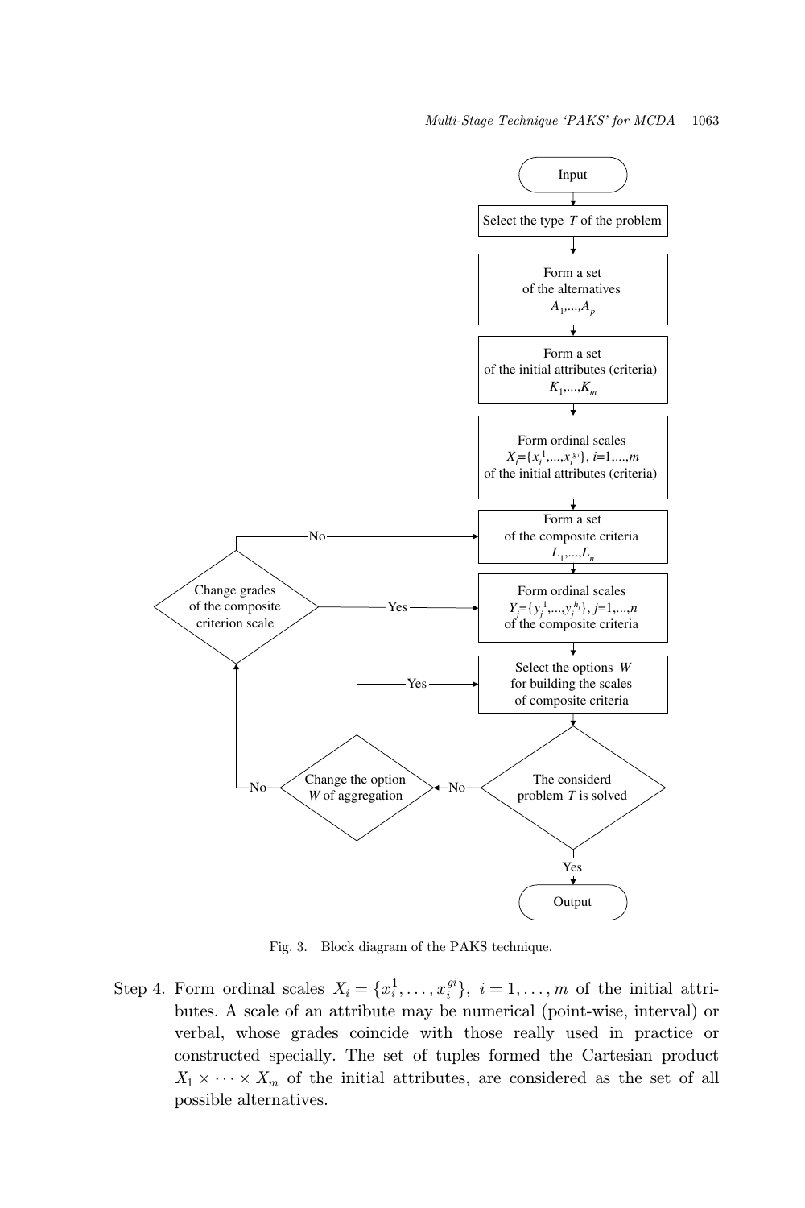Fig. 3. Block diagram of the PAKS technique.

Step 4. Form ordinal scales $X_i = \{x_i^1, \ldots, x_i^{gi}\}$, $i = 1, \ldots, m$ of the initial attributes. A scale of an attribute may be numerical (point-wise, interval) or verbal, whose grades coincide with those really used in practice or constructed specially. The set of tuples formed the Cartesian product $X_1 \times \cdots \times X_m$ of the initial attributes, are considered as the set of all possible alternatives.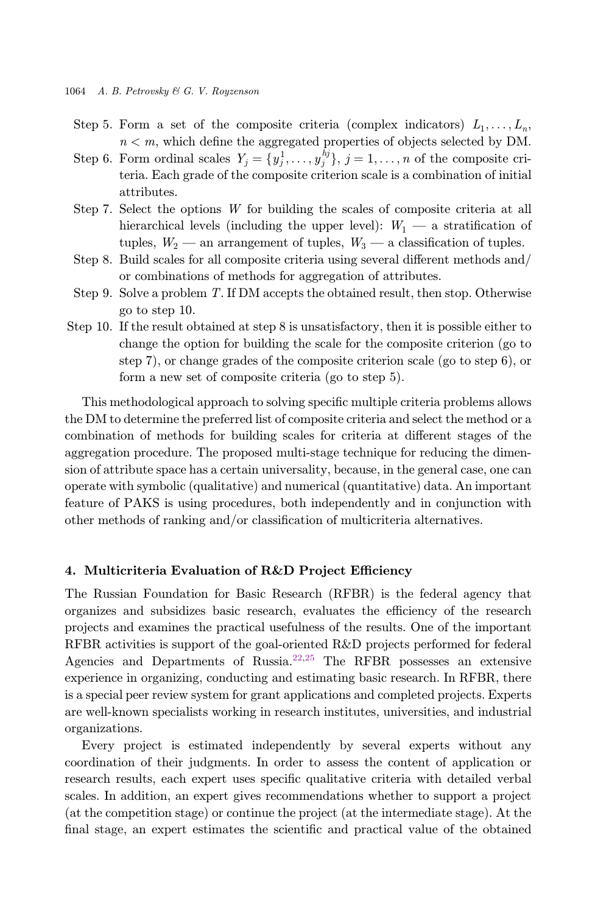Step 5. Form a set of the composite criteria (complex indicators) $L_1, \ldots, L_n$, $n < m$, which define the aggregated properties of objects selected by DM.

Step 6. Form ordinal scales $Y_j = \{y_j^1, \ldots, y_j^{hj}\}$, $j = 1, \ldots, n$ of the composite criteria. Each grade of the composite criterion scale is a combination of initial attributes.

Step 7. Select the options $W$ for building the scales of composite criteria at all hierarchical levels (including the upper level): $W_1$ — a stratification of tuples, $W_2$ — an arrangement of tuples, $W_3$ — a classification of tuples.

Step 8. Build scales for all composite criteria using several different methods and/or combinations of methods for aggregation of attributes.

Step 9. Solve a problem $T$. If DM accepts the obtained result, then stop. Otherwise go to step 10.

Step 10. If the result obtained at step 8 is unsatisfactory, then it is possible either to change the option for building the scale for the composite criterion (go to step 7), or change grades of the composite criterion scale (go to step 6), or form a new set of composite criteria (go to step 5).

This methodological approach to solving specific multiple criteria problems allows the DM to determine the preferred list of composite criteria and select the method or a combination of methods for building scales for criteria at different stages of the aggregation procedure. The proposed multi-stage technique for reducing the dimension of attribute space has a certain universality, because, in the general case, one can operate with symbolic (qualitative) and numerical (quantitative) data. An important feature of PAKS is using procedures, both independently and in conjunction with other methods of ranking and/or classification of multicriteria alternatives.

## 4. Multicriteria Evaluation of R&D Project Efficiency

The Russian Foundation for Basic Research (RFBR) is the federal agency that organizes and subsidizes basic research, evaluates the efficiency of the research projects and examines the practical usefulness of the results. One of the important RFBR activities is support of the goal-oriented R&D projects performed for federal Agencies and Departments of Russia.[22,25] The RFBR possesses an extensive experience in organizing, conducting and estimating basic research. In RFBR, there is a special peer review system for grant applications and completed projects. Experts are well-known specialists working in research institutes, universities, and industrial organizations.

Every project is estimated independently by several experts without any coordination of their judgments. In order to assess the content of application or research results, each expert uses specific qualitative criteria with detailed verbal scales. In addition, an expert gives recommendations whether to support a project (at the competition stage) or continue the project (at the intermediate stage). At the final stage, an expert estimates the scientific and practical value of the obtained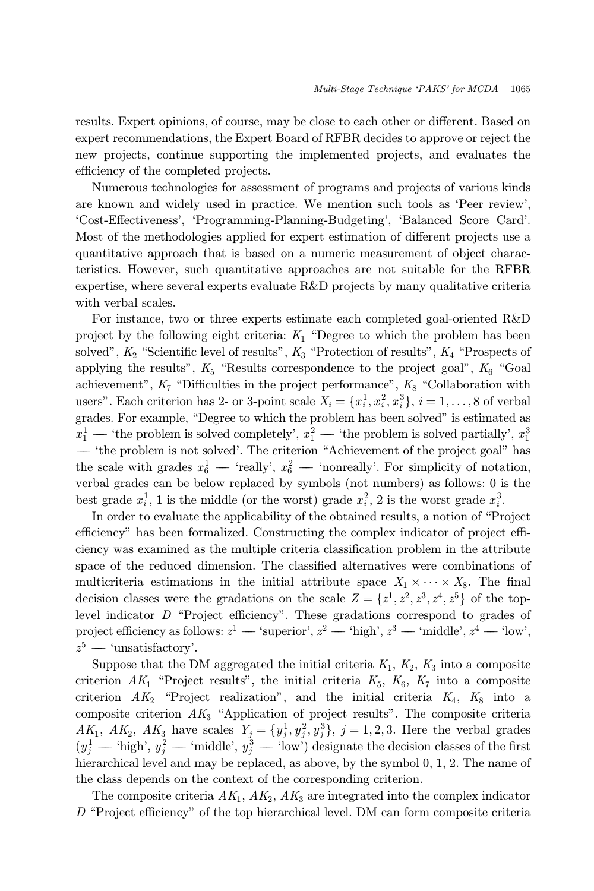results. Expert opinions, of course, may be close to each other or different. Based on expert recommendations, the Expert Board of RFBR decides to approve or reject the new projects, continue supporting the implemented projects, and evaluates the efficiency of the completed projects.

Numerous technologies for assessment of programs and projects of various kinds are known and widely used in practice. We mention such tools as 'Peer review', 'Cost-Effectiveness', 'Programming-Planning-Budgeting', 'Balanced Score Card'. Most of the methodologies applied for expert estimation of different projects use a quantitative approach that is based on a numeric measurement of object characteristics. However, such quantitative approaches are not suitable for the RFBR expertise, where several experts evaluate R&D projects by many qualitative criteria with verbal scales.

For instance, two or three experts estimate each completed goal-oriented R&D project by the following eight criteria: $K_1$ "Degree to which the problem has been solved", $K_2$ "Scientific level of results", $K_3$ "Protection of results", $K_4$ "Prospects of applying the results", $K_5$ "Results correspondence to the project goal", $K_6$ "Goal achievement", $K_7$ "Difficulties in the project performance", $K_8$ "Collaboration with users". Each criterion has 2- or 3-point scale $X_i = \{x_i^1, x_i^2, x_i^3\}$, $i = 1, \ldots, 8$ of verbal grades. For example, "Degree to which the problem has been solved" is estimated as $x_1^1$ — 'the problem is solved completely', $x_1^2$ — 'the problem is solved partially', $x_1^3$ — 'the problem is not solved'. The criterion "Achievement of the project goal" has the scale with grades $x_6^1$ — 'really', $x_6^2$ — 'nonreally'. For simplicity of notation, verbal grades can be below replaced by symbols (not numbers) as follows: 0 is the best grade $x_i^1$, 1 is the middle (or the worst) grade $x_i^2$, 2 is the worst grade $x_i^3$.

In order to evaluate the applicability of the obtained results, a notion of "Project efficiency" has been formalized. Constructing the complex indicator of project efficiency was examined as the multiple criteria classification problem in the attribute space of the reduced dimension. The classified alternatives were combinations of multicriteria estimations in the initial attribute space $X_1 \times \cdots \times X_8$. The final decision classes were the gradations on the scale $Z = \{z^1, z^2, z^3, z^4, z^5\}$ of the top-level indicator $D$ "Project efficiency". These gradations correspond to grades of project efficiency as follows: $z^1$ — 'superior', $z^2$ — 'high', $z^3$ — 'middle', $z^4$ — 'low', $z^5$ — 'unsatisfactory'.

Suppose that the DM aggregated the initial criteria $K_1$, $K_2$, $K_3$ into a composite criterion $AK_1$ "Project results", the initial criteria $K_5$, $K_6$, $K_7$ into a composite criterion $AK_2$ "Project realization", and the initial criteria $K_4$, $K_8$ into a composite criterion $AK_3$ "Application of project results". The composite criteria $AK_1$, $AK_2$, $AK_3$ have scales $Y_j = \{y_j^1, y_j^2, y_j^3\}$, $j = 1, 2, 3$. Here the verbal grades ($y_j^1$ — 'high', $y_j^2$ — 'middle', $y_j^3$ — 'low') designate the decision classes of the first hierarchical level and may be replaced, as above, by the symbol 0, 1, 2. The name of the class depends on the context of the corresponding criterion.

The composite criteria $AK_1$, $AK_2$, $AK_3$ are integrated into the complex indicator $D$ "Project efficiency" of the top hierarchical level. DM can form composite criteria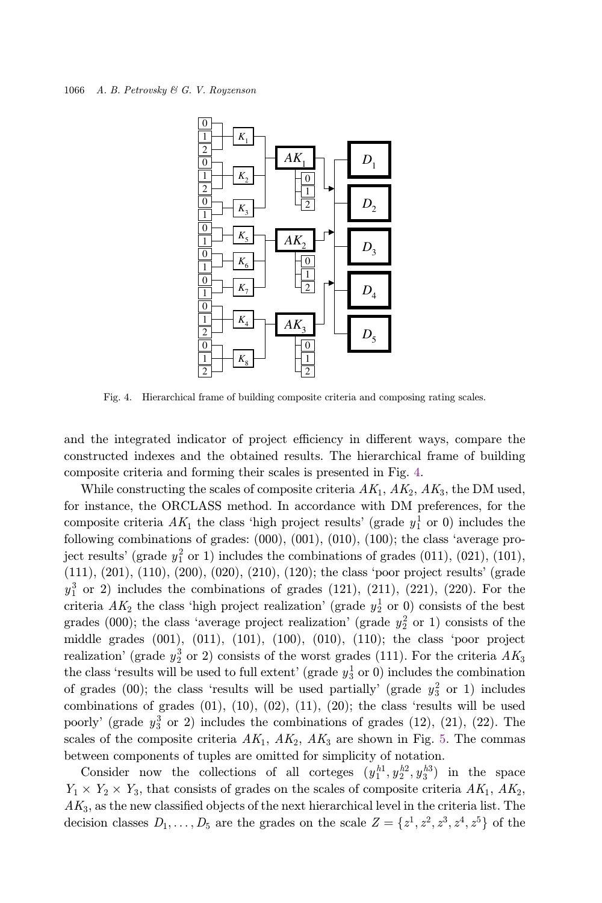Fig. 4. Hierarchical frame of building composite criteria and composing rating scales.

and the integrated indicator of project efficiency in different ways, compare the constructed indexes and the obtained results. The hierarchical frame of building composite criteria and forming their scales is presented in Fig. 4.

While constructing the scales of composite criteria $AK_1$, $AK_2$, $AK_3$, the DM used, for instance, the ORCLASS method. In accordance with DM preferences, for the composite criteria $AK_1$ the class 'high project results' (grade $y_1^1$ or 0) includes the following combinations of grades: (000), (001), (010), (100); the class 'average project results' (grade $y_1^2$ or 1) includes the combinations of grades (011), (021), (101), (111), (201), (110), (200), (020), (210), (120); the class 'poor project results' (grade $y_1^3$ or 2) includes the combinations of grades (121), (211), (221), (220). For the criteria $AK_2$ the class 'high project realization' (grade $y_2^1$ or 0) consists of the best grades (000); the class 'average project realization' (grade $y_2^2$ or 1) consists of the middle grades (001), (011), (101), (100), (010), (110); the class 'poor project realization' (grade $y_2^3$ or 2) consists of the worst grades (111). For the criteria $AK_3$ the class 'results will be used to full extent' (grade $y_3^1$ or 0) includes the combination of grades (00); the class 'results will be used partially' (grade $y_3^2$ or 1) includes combinations of grades (01), (10), (02), (11), (20); the class 'results will be used poorly' (grade $y_3^3$ or 2) includes the combinations of grades (12), (21), (22). The scales of the composite criteria $AK_1$, $AK_2$, $AK_3$ are shown in Fig. 5. The commas between components of tuples are omitted for simplicity of notation.

Consider now the collections of all corteges $(y_1^{h1}, y_2^{h2}, y_3^{h3})$ in the space $Y_1 \times Y_2 \times Y_3$, that consists of grades on the scales of composite criteria $AK_1$, $AK_2$, $AK_3$, as the new classified objects of the next hierarchical level in the criteria list. The decision classes $D_1, \ldots, D_5$ are the grades on the scale $Z = \{z^1, z^2, z^3, z^4, z^5\}$ of the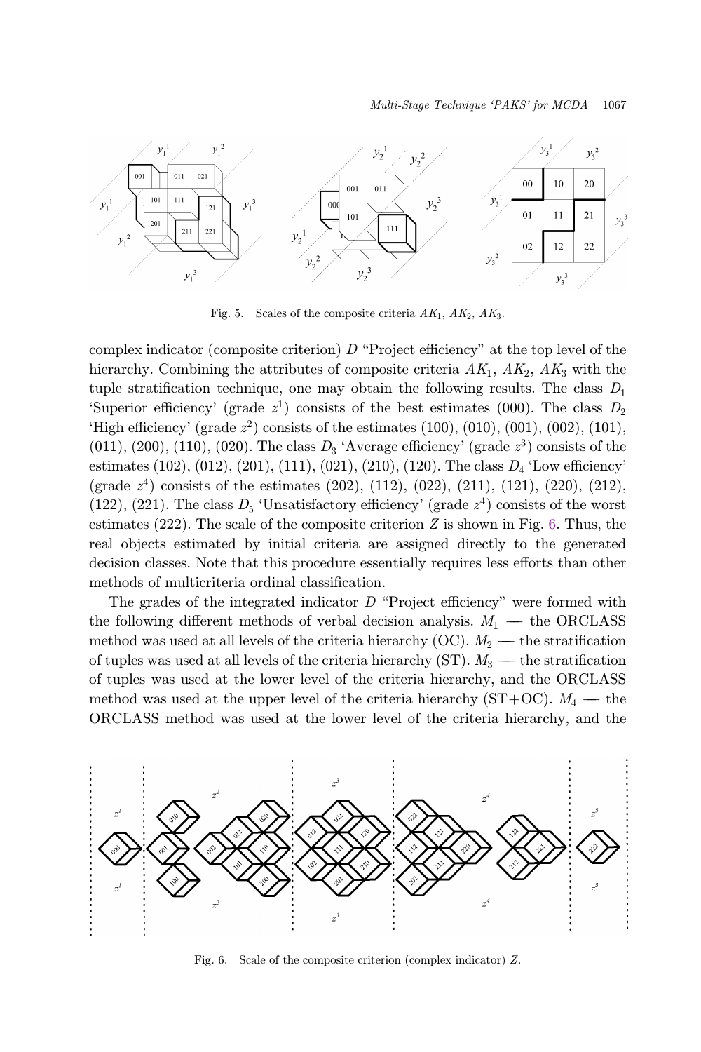Fig. 5. Scales of the composite criteria $AK_1$, $AK_2$, $AK_3$.

complex indicator (composite criterion) $D$ "Project efficiency" at the top level of the hierarchy. Combining the attributes of composite criteria $AK_1$, $AK_2$, $AK_3$ with the tuple stratification technique, one may obtain the following results. The class $D_1$ 'Superior efficiency' (grade $z^1$) consists of the best estimates (000). The class $D_2$ 'High efficiency' (grade $z^2$) consists of the estimates (100), (010), (001), (002), (101), (011), (200), (110), (020). The class $D_3$ 'Average efficiency' (grade $z^3$) consists of the estimates (102), (012), (201), (111), (021), (210), (120). The class $D_4$ 'Low efficiency' (grade $z^4$) consists of the estimates (202), (112), (022), (211), (121), (220), (212), (122), (221). The class $D_5$ 'Unsatisfactory efficiency' (grade $z^4$) consists of the worst estimates (222). The scale of the composite criterion $Z$ is shown in Fig. 6. Thus, the real objects estimated by initial criteria are assigned directly to the generated decision classes. Note that this procedure essentially requires less efforts than other methods of multicriteria ordinal classification.

The grades of the integrated indicator $D$ "Project efficiency" were formed with the following different methods of verbal decision analysis. $M_1$ — the ORCLASS method was used at all levels of the criteria hierarchy (OC). $M_2$ — the stratification of tuples was used at all levels of the criteria hierarchy (ST). $M_3$ — the stratification of tuples was used at the lower level of the criteria hierarchy, and the ORCLASS method was used at the upper level of the criteria hierarchy (ST+OC). $M_4$ — the ORCLASS method was used at the lower level of the criteria hierarchy, and the

Fig. 6. Scale of the composite criterion (complex indicator) $Z$.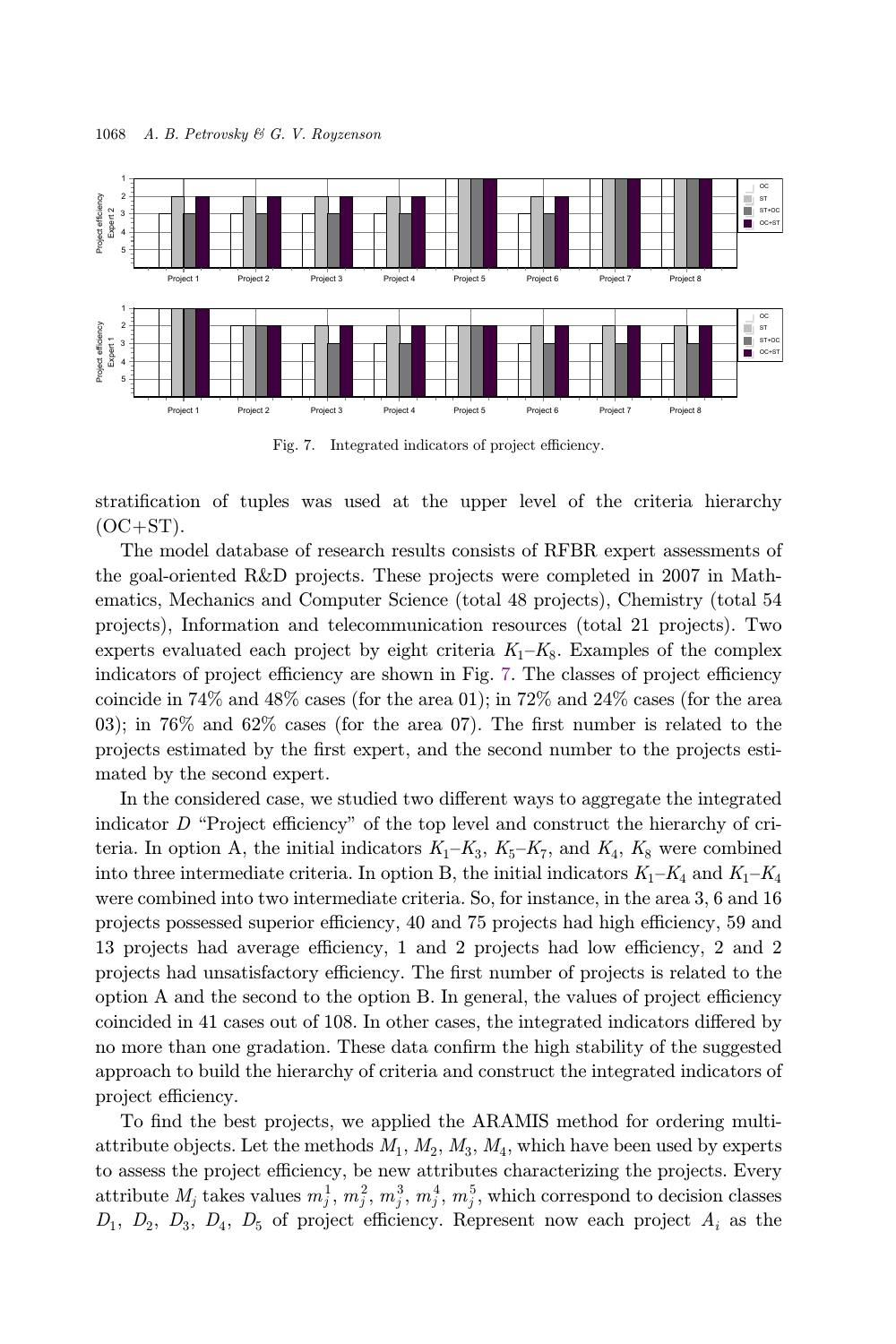Fig. 7. Integrated indicators of project efficiency.

stratification of tuples was used at the upper level of the criteria hierarchy (OC+ST).

The model database of research results consists of RFBR expert assessments of the goal-oriented R&D projects. These projects were completed in 2007 in Mathematics, Mechanics and Computer Science (total 48 projects), Chemistry (total 54 projects), Information and telecommunication resources (total 21 projects). Two experts evaluated each project by eight criteria $K_1$–$K_8$. Examples of the complex indicators of project efficiency are shown in Fig. 7. The classes of project efficiency coincide in 74% and 48% cases (for the area 01); in 72% and 24% cases (for the area 03); in 76% and 62% cases (for the area 07). The first number is related to the projects estimated by the first expert, and the second number to the projects estimated by the second expert.

In the considered case, we studied two different ways to aggregate the integrated indicator $D$ "Project efficiency" of the top level and construct the hierarchy of criteria. In option A, the initial indicators $K_1$–$K_3$, $K_5$–$K_7$, and $K_4$, $K_8$ were combined into three intermediate criteria. In option B, the initial indicators $K_1$–$K_4$ and $K_1$–$K_4$ were combined into two intermediate criteria. So, for instance, in the area 3, 6 and 16 projects possessed superior efficiency, 40 and 75 projects had high efficiency, 59 and 13 projects had average efficiency, 1 and 2 projects had low efficiency, 2 and 2 projects had unsatisfactory efficiency. The first number of projects is related to the option A and the second to the option B. In general, the values of project efficiency coincided in 41 cases out of 108. In other cases, the integrated indicators differed by no more than one gradation. These data confirm the high stability of the suggested approach to build the hierarchy of criteria and construct the integrated indicators of project efficiency.

To find the best projects, we applied the ARAMIS method for ordering multi-attribute objects. Let the methods $M_1$, $M_2$, $M_3$, $M_4$, which have been used by experts to assess the project efficiency, be new attributes characterizing the projects. Every attribute $M_j$ takes values $m_j^1$, $m_j^2$, $m_j^3$, $m_j^4$, $m_j^5$, which correspond to decision classes $D_1$, $D_2$, $D_3$, $D_4$, $D_5$ of project efficiency. Represent now each project $A_i$ as the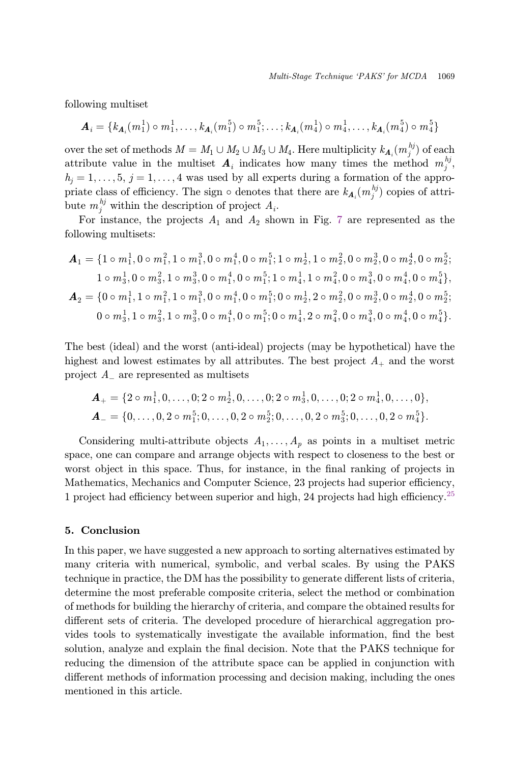following multiset

$$\boldsymbol{A}_i = \{k_{\boldsymbol{A}_i}(m_1^1) \circ m_1^1, \ldots, k_{\boldsymbol{A}_i}(m_1^5) \circ m_1^5; \ldots; k_{\boldsymbol{A}_i}(m_4^1) \circ m_4^1, \ldots, k_{\boldsymbol{A}_i}(m_4^5) \circ m_4^5\}$$

over the set of methods $M = M_1 \cup M_2 \cup M_3 \cup M_4$. Here multiplicity $k_{\boldsymbol{A}_i}(m_j^{h_j})$ of each attribute value in the multiset $\boldsymbol{A}_i$ indicates how many times the method $m_j^{h_j}$, $h_j = 1, \ldots, 5$, $j = 1, \ldots, 4$ was used by all experts during a formation of the appropriate class of efficiency. The sign $\circ$ denotes that there are $k_{\boldsymbol{A}_i}(m_j^{h_j})$ copies of attribute $m_j^{h_j}$ within the description of project $A_i$.

For instance, the projects $A_1$ and $A_2$ shown in Fig. 7 are represented as the following multisets:

$$\begin{aligned}
\boldsymbol{A}_1 = \{&1 \circ m_1^1, 0 \circ m_1^2, 1 \circ m_1^3, 0 \circ m_1^4, 0 \circ m_1^5; 1 \circ m_2^1, 1 \circ m_2^2, 0 \circ m_2^3, 0 \circ m_2^4, 0 \circ m_2^5; \\
&1 \circ m_3^1, 0 \circ m_3^2, 1 \circ m_3^3, 0 \circ m_1^4, 0 \circ m_1^5; 1 \circ m_4^1, 1 \circ m_4^2, 0 \circ m_4^3, 0 \circ m_4^4, 0 \circ m_4^5\}, \\
\boldsymbol{A}_2 = \{&0 \circ m_1^1, 1 \circ m_1^2, 1 \circ m_1^3, 0 \circ m_1^4, 0 \circ m_1^5; 0 \circ m_2^1, 2 \circ m_2^2, 0 \circ m_2^3, 0 \circ m_2^4, 0 \circ m_2^5; \\
&0 \circ m_3^1, 1 \circ m_3^2, 1 \circ m_3^3, 0 \circ m_1^4, 0 \circ m_1^5; 0 \circ m_4^1, 2 \circ m_4^2, 0 \circ m_4^3, 0 \circ m_4^4, 0 \circ m_4^5\}.
\end{aligned}$$

The best (ideal) and the worst (anti-ideal) projects (may be hypothetical) have the highest and lowest estimates by all attributes. The best project $A_+$ and the worst project $A_-$ are represented as multisets

$$\begin{aligned}
\boldsymbol{A}_+ &= \{2 \circ m_1^1, 0, \ldots, 0; 2 \circ m_2^1, 0, \ldots, 0; 2 \circ m_3^1, 0, \ldots, 0; 2 \circ m_4^1, 0, \ldots, 0\}, \\
\boldsymbol{A}_- &= \{0, \ldots, 0, 2 \circ m_1^5; 0, \ldots, 0, 2 \circ m_2^5; 0, \ldots, 0, 2 \circ m_3^5; 0, \ldots, 0, 2 \circ m_4^5\}.
\end{aligned}$$

Considering multi-attribute objects $A_1, \ldots, A_p$ as points in a multiset metric space, one can compare and arrange objects with respect to closeness to the best or worst object in this space. Thus, for instance, in the final ranking of projects in Mathematics, Mechanics and Computer Science, 23 projects had superior efficiency, 1 project had efficiency between superior and high, 24 projects had high efficiency.[25]

## 5. Conclusion

In this paper, we have suggested a new approach to sorting alternatives estimated by many criteria with numerical, symbolic, and verbal scales. By using the PAKS technique in practice, the DM has the possibility to generate different lists of criteria, determine the most preferable composite criteria, select the method or combination of methods for building the hierarchy of criteria, and compare the obtained results for different sets of criteria. The developed procedure of hierarchical aggregation provides tools to systematically investigate the available information, find the best solution, analyze and explain the final decision. Note that the PAKS technique for reducing the dimension of the attribute space can be applied in conjunction with different methods of information processing and decision making, including the ones mentioned in this article.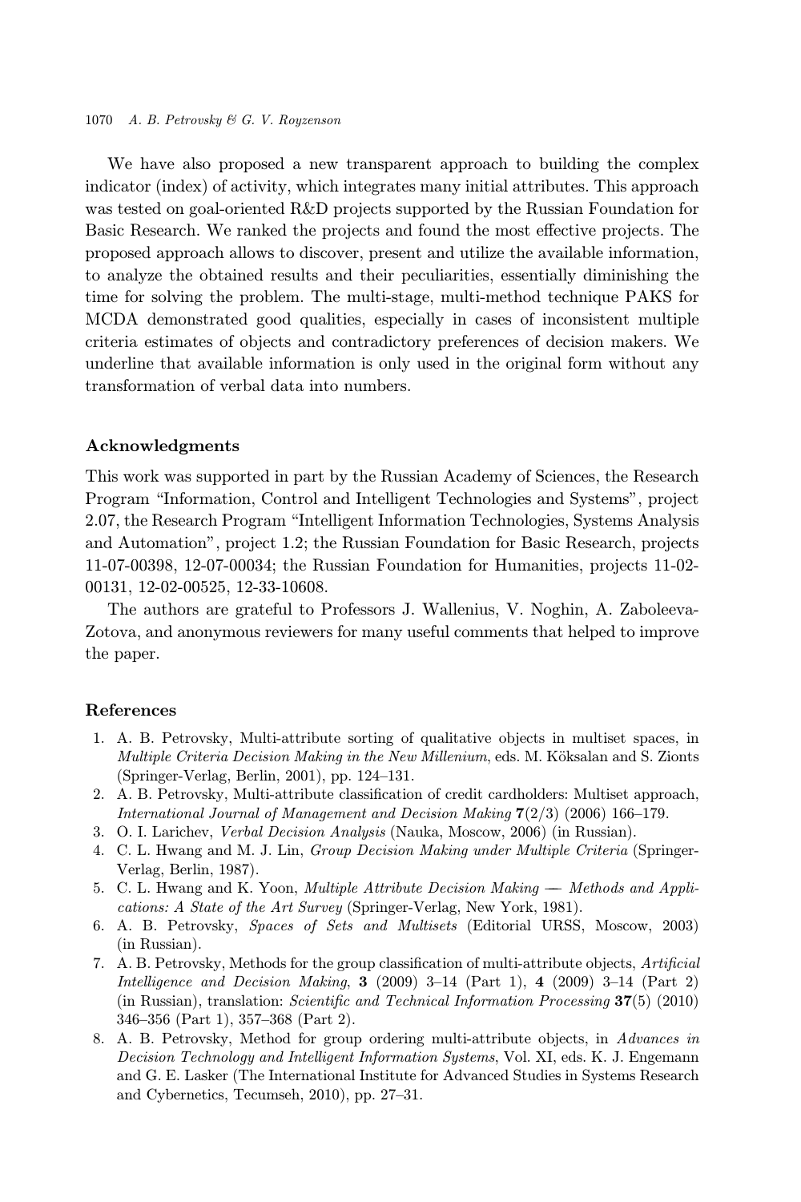We have also proposed a new transparent approach to building the complex indicator (index) of activity, which integrates many initial attributes. This approach was tested on goal-oriented R&D projects supported by the Russian Foundation for Basic Research. We ranked the projects and found the most effective projects. The proposed approach allows to discover, present and utilize the available information, to analyze the obtained results and their peculiarities, essentially diminishing the time for solving the problem. The multi-stage, multi-method technique PAKS for MCDA demonstrated good qualities, especially in cases of inconsistent multiple criteria estimates of objects and contradictory preferences of decision makers. We underline that available information is only used in the original form without any transformation of verbal data into numbers.

### Acknowledgments

This work was supported in part by the Russian Academy of Sciences, the Research Program "Information, Control and Intelligent Technologies and Systems", project 2.07, the Research Program "Intelligent Information Technologies, Systems Analysis and Automation", project 1.2; the Russian Foundation for Basic Research, projects 11-07-00398, 12-07-00034; the Russian Foundation for Humanities, projects 11-02-00131, 12-02-00525, 12-33-10608.

The authors are grateful to Professors J. Wallenius, V. Noghin, A. Zaboleeva-Zotova, and anonymous reviewers for many useful comments that helped to improve the paper.

### References

1. A. B. Petrovsky, Multi-attribute sorting of qualitative objects in multiset spaces, in *Multiple Criteria Decision Making in the New Millenium*, eds. M. Köksalan and S. Zionts (Springer-Verlag, Berlin, 2001), pp. 124–131.
2. A. B. Petrovsky, Multi-attribute classification of credit cardholders: Multiset approach, *International Journal of Management and Decision Making* **7**(2/3) (2006) 166–179.
3. O. I. Larichev, *Verbal Decision Analysis* (Nauka, Moscow, 2006) (in Russian).
4. C. L. Hwang and M. J. Lin, *Group Decision Making under Multiple Criteria* (Springer-Verlag, Berlin, 1987).
5. C. L. Hwang and K. Yoon, *Multiple Attribute Decision Making — Methods and Applications: A State of the Art Survey* (Springer-Verlag, New York, 1981).
6. A. B. Petrovsky, *Spaces of Sets and Multisets* (Editorial URSS, Moscow, 2003) (in Russian).
7. A. B. Petrovsky, Methods for the group classification of multi-attribute objects, *Artificial Intelligence and Decision Making*, **3** (2009) 3–14 (Part 1), **4** (2009) 3–14 (Part 2) (in Russian), translation: *Scientific and Technical Information Processing* **37**(5) (2010) 346–356 (Part 1), 357–368 (Part 2).
8. A. B. Petrovsky, Method for group ordering multi-attribute objects, in *Advances in Decision Technology and Intelligent Information Systems*, Vol. XI, eds. K. J. Engemann and G. E. Lasker (The International Institute for Advanced Studies in Systems Research and Cybernetics, Tecumseh, 2010), pp. 27–31.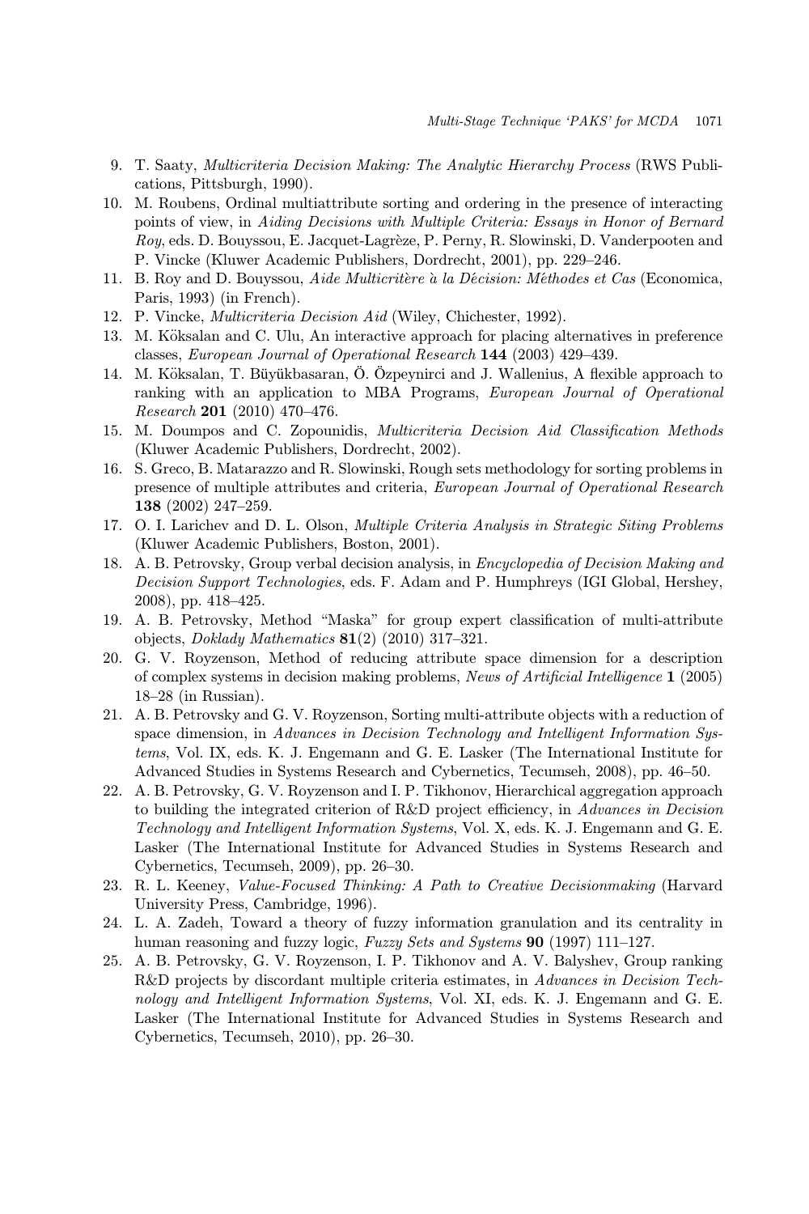9. T. Saaty, *Multicriteria Decision Making: The Analytic Hierarchy Process* (RWS Publications, Pittsburgh, 1990).
10. M. Roubens, Ordinal multiattribute sorting and ordering in the presence of interacting points of view, in *Aiding Decisions with Multiple Criteria: Essays in Honor of Bernard Roy*, eds. D. Bouyssou, E. Jacquet-Lagrèze, P. Perny, R. Slowinski, D. Vanderpooten and P. Vincke (Kluwer Academic Publishers, Dordrecht, 2001), pp. 229–246.
11. B. Roy and D. Bouyssou, *Aide Multicritère à la Décision: Méthodes et Cas* (Economica, Paris, 1993) (in French).
12. P. Vincke, *Multicriteria Decision Aid* (Wiley, Chichester, 1992).
13. M. Köksalan and C. Ulu, An interactive approach for placing alternatives in preference classes, *European Journal of Operational Research* **144** (2003) 429–439.
14. M. Köksalan, T. Büyükbasaran, Ö. Özpeynirci and J. Wallenius, A flexible approach to ranking with an application to MBA Programs, *European Journal of Operational Research* **201** (2010) 470–476.
15. M. Doumpos and C. Zopounidis, *Multicriteria Decision Aid Classification Methods* (Kluwer Academic Publishers, Dordrecht, 2002).
16. S. Greco, B. Matarazzo and R. Slowinski, Rough sets methodology for sorting problems in presence of multiple attributes and criteria, *European Journal of Operational Research* **138** (2002) 247–259.
17. O. I. Larichev and D. L. Olson, *Multiple Criteria Analysis in Strategic Siting Problems* (Kluwer Academic Publishers, Boston, 2001).
18. A. B. Petrovsky, Group verbal decision analysis, in *Encyclopedia of Decision Making and Decision Support Technologies*, eds. F. Adam and P. Humphreys (IGI Global, Hershey, 2008), pp. 418–425.
19. A. B. Petrovsky, Method "Maska" for group expert classification of multi-attribute objects, *Doklady Mathematics* **81**(2) (2010) 317–321.
20. G. V. Royzenson, Method of reducing attribute space dimension for a description of complex systems in decision making problems, *News of Artificial Intelligence* **1** (2005) 18–28 (in Russian).
21. A. B. Petrovsky and G. V. Royzenson, Sorting multi-attribute objects with a reduction of space dimension, in *Advances in Decision Technology and Intelligent Information Systems*, Vol. IX, eds. K. J. Engemann and G. E. Lasker (The International Institute for Advanced Studies in Systems Research and Cybernetics, Tecumseh, 2008), pp. 46–50.
22. A. B. Petrovsky, G. V. Royzenson and I. P. Tikhonov, Hierarchical aggregation approach to building the integrated criterion of R&D project efficiency, in *Advances in Decision Technology and Intelligent Information Systems*, Vol. X, eds. K. J. Engemann and G. E. Lasker (The International Institute for Advanced Studies in Systems Research and Cybernetics, Tecumseh, 2009), pp. 26–30.
23. R. L. Keeney, *Value-Focused Thinking: A Path to Creative Decisionmaking* (Harvard University Press, Cambridge, 1996).
24. L. A. Zadeh, Toward a theory of fuzzy information granulation and its centrality in human reasoning and fuzzy logic, *Fuzzy Sets and Systems* **90** (1997) 111–127.
25. A. B. Petrovsky, G. V. Royzenson, I. P. Tikhonov and A. V. Balyshev, Group ranking R&D projects by discordant multiple criteria estimates, in *Advances in Decision Technology and Intelligent Information Systems*, Vol. XI, eds. K. J. Engemann and G. E. Lasker (The International Institute for Advanced Studies in Systems Research and Cybernetics, Tecumseh, 2010), pp. 26–30.